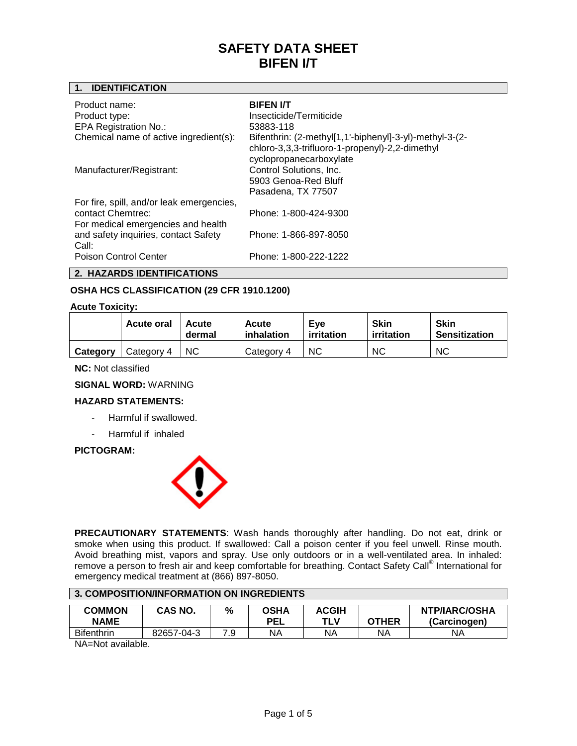# SAFETY DATA SHEET
# BIFEN I/T

## 1. IDENTIFICATION

| | |
|---|---|
| Product name: | **BIFEN I/T** |
| Product type: | Insecticide/Termiticide |
| EPA Registration No.: | 53883-118 |
| Chemical name of active ingredient(s): | Bifenthrin: (2-methyl[1,1'-biphenyl]-3-yl)-methyl-3-(2-chloro-3,3,3-trifluoro-1-propenyl)-2,2-dimethyl cyclopropanecarboxylate |
| Manufacturer/Registrant: | Control Solutions, Inc.<br>5903 Genoa-Red Bluff<br>Pasadena, TX 77507 |
| For fire, spill, and/or leak emergencies, contact Chemtrec: | Phone: 1-800-424-9300 |
| For medical emergencies and health and safety inquiries, contact Safety Call: | Phone: 1-866-897-8050 |
| Poison Control Center | Phone: 1-800-222-1222 |

## 2. HAZARDS IDENTIFICATIONS

**OSHA HCS CLASSIFICATION (29 CFR 1910.1200)**

**Acute Toxicity:**

| | Acute oral | Acute dermal | Acute inhalation | Eye irritation | Skin irritation | Skin Sensitization |
|---|---|---|---|---|---|---|
| **Category** | Category 4 | NC | Category 4 | NC | NC | NC |

**NC:** Not classified

**SIGNAL WORD:** WARNING

**HAZARD STATEMENTS:**

- Harmful if swallowed.
- Harmful if inhaled

**PICTOGRAM:**

**PRECAUTIONARY STATEMENTS**: Wash hands thoroughly after handling. Do not eat, drink or smoke when using this product. If swallowed: Call a poison center if you feel unwell. Rinse mouth. Avoid breathing mist, vapors and spray. Use only outdoors or in a well-ventilated area. In inhaled: remove a person to fresh air and keep comfortable for breathing. Contact Safety Call® International for emergency medical treatment at (866) 897-8050.

## 3. COMPOSITION/INFORMATION ON INGREDIENTS

| COMMON NAME | CAS NO. | % | OSHA PEL | ACGIH TLV | OTHER | NTP/IARC/OSHA (Carcinogen) |
|---|---|---|---|---|---|---|
| Bifenthrin | 82657-04-3 | 7.9 | NA | NA | NA | NA |

NA=Not available.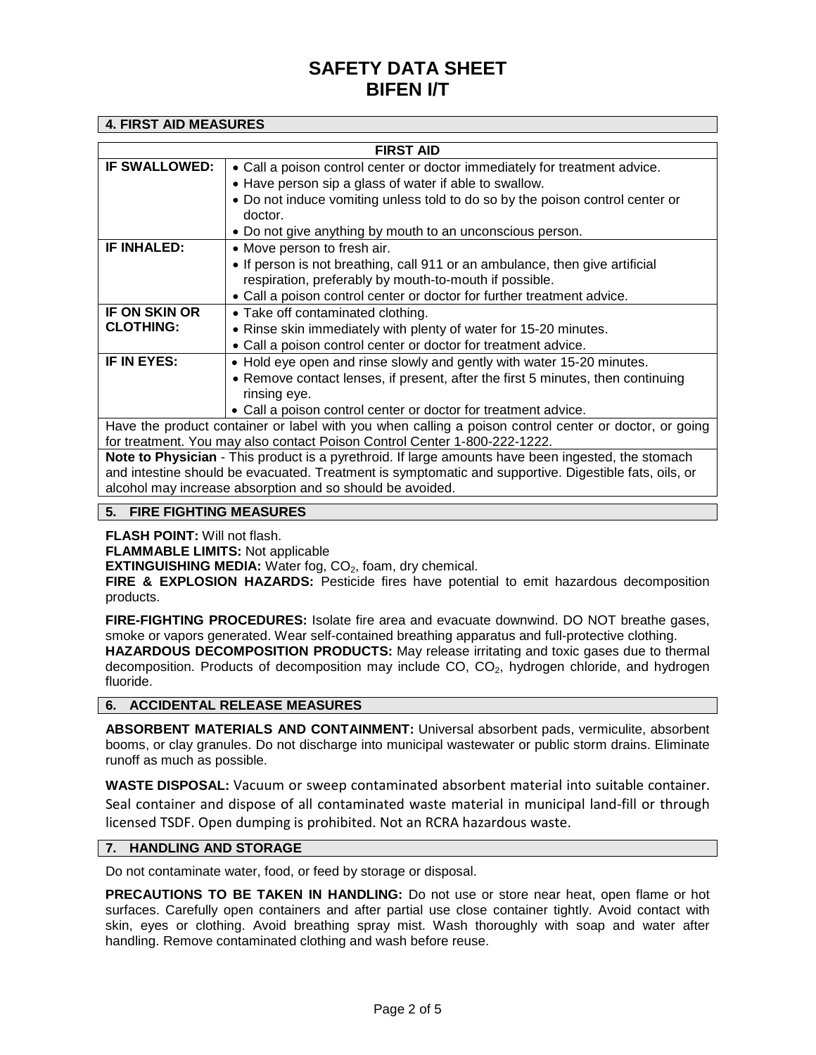# SAFETY DATA SHEET
# BIFEN I/T

## 4. FIRST AID MEASURES

| FIRST AID | |
|---|---|
| **IF SWALLOWED:** | • Call a poison control center or doctor immediately for treatment advice. • Have person sip a glass of water if able to swallow. • Do not induce vomiting unless told to do so by the poison control center or doctor. • Do not give anything by mouth to an unconscious person. |
| **IF INHALED:** | • Move person to fresh air. • If person is not breathing, call 911 or an ambulance, then give artificial respiration, preferably by mouth-to-mouth if possible. • Call a poison control center or doctor for further treatment advice. |
| **IF ON SKIN OR CLOTHING:** | • Take off contaminated clothing. • Rinse skin immediately with plenty of water for 15-20 minutes. • Call a poison control center or doctor for treatment advice. |
| **IF IN EYES:** | • Hold eye open and rinse slowly and gently with water 15-20 minutes. • Remove contact lenses, if present, after the first 5 minutes, then continuing rinsing eye. • Call a poison control center or doctor for treatment advice. |
| Have the product container or label with you when calling a poison control center or doctor, or going for treatment. You may also contact Poison Control Center 1-800-222-1222. | |
| **Note to Physician** - This product is a pyrethroid. If large amounts have been ingested, the stomach and intestine should be evacuated. Treatment is symptomatic and supportive. Digestible fats, oils, or alcohol may increase absorption and so should be avoided. | |

## 5. FIRE FIGHTING MEASURES

**FLASH POINT:** Will not flash.
**FLAMMABLE LIMITS:** Not applicable
**EXTINGUISHING MEDIA:** Water fog, $CO_2$, foam, dry chemical.
**FIRE & EXPLOSION HAZARDS:** Pesticide fires have potential to emit hazardous decomposition products.

**FIRE-FIGHTING PROCEDURES:** Isolate fire area and evacuate downwind. DO NOT breathe gases, smoke or vapors generated. Wear self-contained breathing apparatus and full-protective clothing.
**HAZARDOUS DECOMPOSITION PRODUCTS:** May release irritating and toxic gases due to thermal decomposition. Products of decomposition may include CO, $CO_2$, hydrogen chloride, and hydrogen fluoride.

## 6. ACCIDENTAL RELEASE MEASURES

**ABSORBENT MATERIALS AND CONTAINMENT:** Universal absorbent pads, vermiculite, absorbent booms, or clay granules. Do not discharge into municipal wastewater or public storm drains. Eliminate runoff as much as possible.

**WASTE DISPOSAL:** Vacuum or sweep contaminated absorbent material into suitable container. Seal container and dispose of all contaminated waste material in municipal land-fill or through licensed TSDF. Open dumping is prohibited. Not an RCRA hazardous waste.

## 7. HANDLING AND STORAGE

Do not contaminate water, food, or feed by storage or disposal.

**PRECAUTIONS TO BE TAKEN IN HANDLING:** Do not use or store near heat, open flame or hot surfaces. Carefully open containers and after partial use close container tightly. Avoid contact with skin, eyes or clothing. Avoid breathing spray mist. Wash thoroughly with soap and water after handling. Remove contaminated clothing and wash before reuse.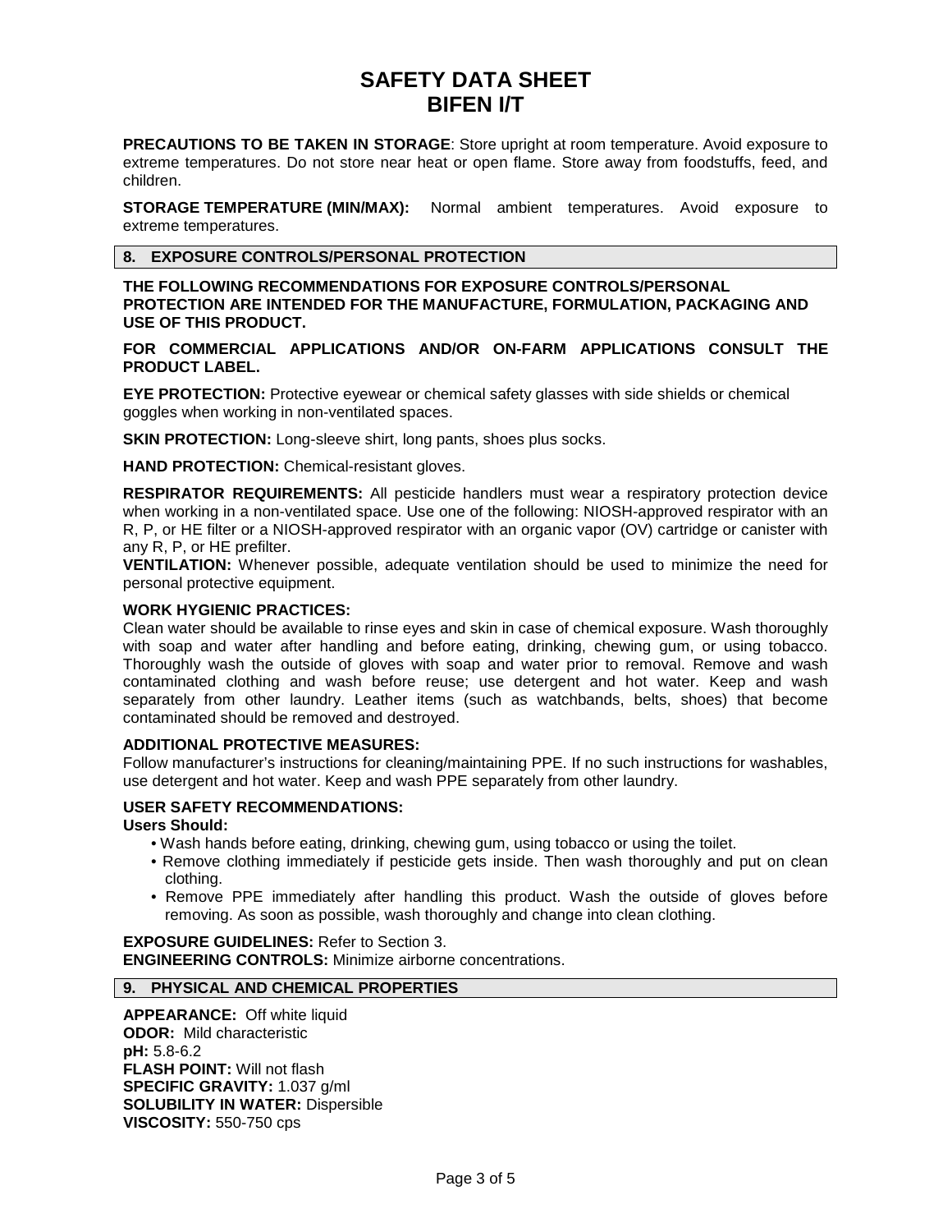**PRECAUTIONS TO BE TAKEN IN STORAGE**: Store upright at room temperature. Avoid exposure to extreme temperatures. Do not store near heat or open flame. Store away from foodstuffs, feed, and children.

**STORAGE TEMPERATURE (MIN/MAX):** Normal ambient temperatures. Avoid exposure to extreme temperatures.

## 8. EXPOSURE CONTROLS/PERSONAL PROTECTION

**THE FOLLOWING RECOMMENDATIONS FOR EXPOSURE CONTROLS/PERSONAL PROTECTION ARE INTENDED FOR THE MANUFACTURE, FORMULATION, PACKAGING AND USE OF THIS PRODUCT.**

**FOR COMMERCIAL APPLICATIONS AND/OR ON-FARM APPLICATIONS CONSULT THE PRODUCT LABEL.**

**EYE PROTECTION:** Protective eyewear or chemical safety glasses with side shields or chemical goggles when working in non-ventilated spaces.

**SKIN PROTECTION:** Long-sleeve shirt, long pants, shoes plus socks.

**HAND PROTECTION:** Chemical-resistant gloves.

**RESPIRATOR REQUIREMENTS:** All pesticide handlers must wear a respiratory protection device when working in a non-ventilated space. Use one of the following: NIOSH-approved respirator with an R, P, or HE filter or a NIOSH-approved respirator with an organic vapor (OV) cartridge or canister with any R, P, or HE prefilter.

**VENTILATION:** Whenever possible, adequate ventilation should be used to minimize the need for personal protective equipment.

**WORK HYGIENIC PRACTICES:**

Clean water should be available to rinse eyes and skin in case of chemical exposure. Wash thoroughly with soap and water after handling and before eating, drinking, chewing gum, or using tobacco. Thoroughly wash the outside of gloves with soap and water prior to removal. Remove and wash contaminated clothing and wash before reuse; use detergent and hot water. Keep and wash separately from other laundry. Leather items (such as watchbands, belts, shoes) that become contaminated should be removed and destroyed.

**ADDITIONAL PROTECTIVE MEASURES:**

Follow manufacturer's instructions for cleaning/maintaining PPE. If no such instructions for washables, use detergent and hot water. Keep and wash PPE separately from other laundry.

**USER SAFETY RECOMMENDATIONS:**

**Users Should:**

- Wash hands before eating, drinking, chewing gum, using tobacco or using the toilet.
- Remove clothing immediately if pesticide gets inside. Then wash thoroughly and put on clean clothing.
- Remove PPE immediately after handling this product. Wash the outside of gloves before removing. As soon as possible, wash thoroughly and change into clean clothing.

**EXPOSURE GUIDELINES:** Refer to Section 3.
**ENGINEERING CONTROLS:** Minimize airborne concentrations.

## 9. PHYSICAL AND CHEMICAL PROPERTIES

**APPEARANCE:** Off white liquid
**ODOR:** Mild characteristic
**pH:** 5.8-6.2
**FLASH POINT:** Will not flash
**SPECIFIC GRAVITY:** 1.037 g/ml
**SOLUBILITY IN WATER:** Dispersible
**VISCOSITY:** 550-750 cps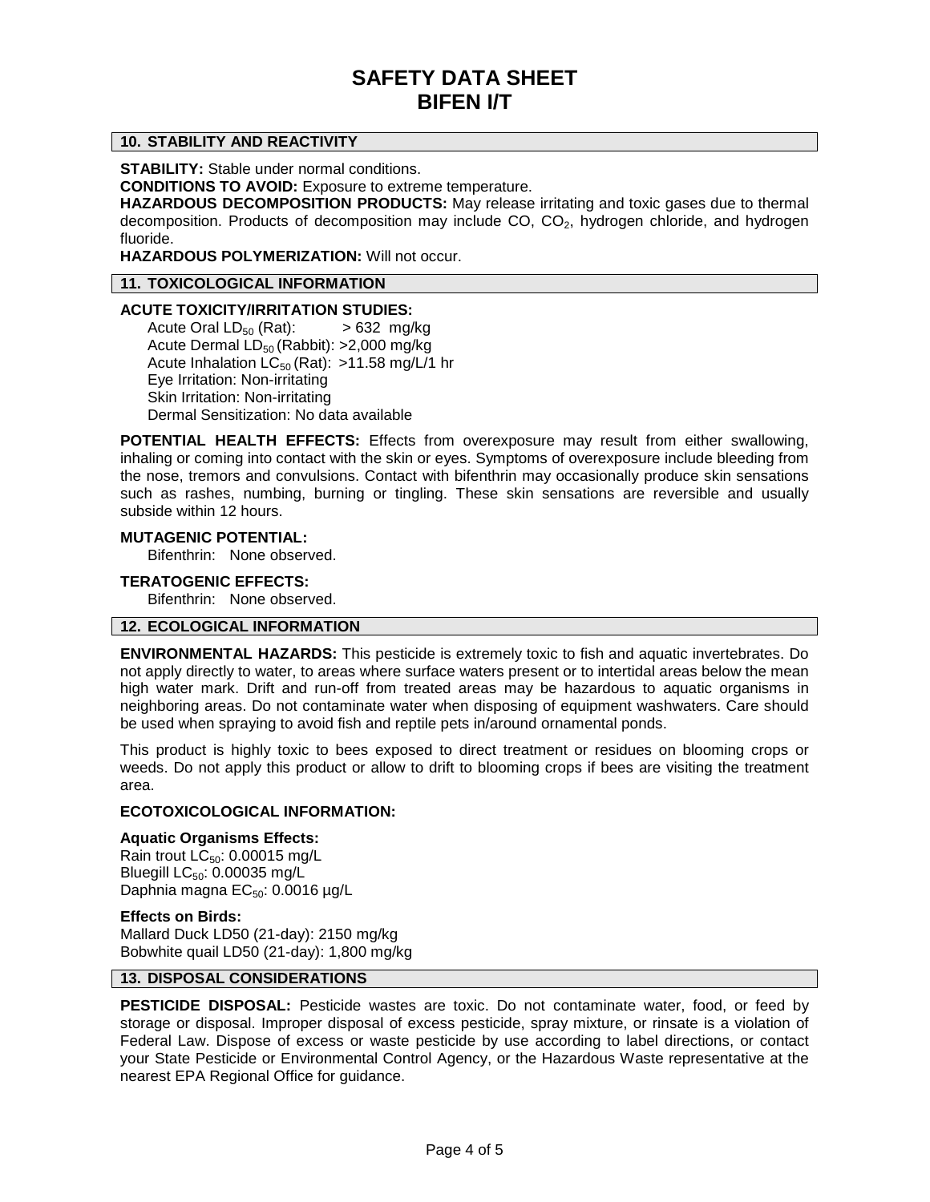# SAFETY DATA SHEET
# BIFEN I/T

## 10. STABILITY AND REACTIVITY

**STABILITY:** Stable under normal conditions.

**CONDITIONS TO AVOID:** Exposure to extreme temperature.

**HAZARDOUS DECOMPOSITION PRODUCTS:** May release irritating and toxic gases due to thermal decomposition. Products of decomposition may include CO, $CO_2$, hydrogen chloride, and hydrogen fluoride.

**HAZARDOUS POLYMERIZATION:** Will not occur.

## 11. TOXICOLOGICAL INFORMATION

**ACUTE TOXICITY/IRRITATION STUDIES:**

Acute Oral $LD_{50}$ (Rat): > 632 mg/kg
Acute Dermal $LD_{50}$ (Rabbit): >2,000 mg/kg
Acute Inhalation $LC_{50}$ (Rat): >11.58 mg/L/1 hr
Eye Irritation: Non-irritating
Skin Irritation: Non-irritating
Dermal Sensitization: No data available

**POTENTIAL HEALTH EFFECTS:** Effects from overexposure may result from either swallowing, inhaling or coming into contact with the skin or eyes. Symptoms of overexposure include bleeding from the nose, tremors and convulsions. Contact with bifenthrin may occasionally produce skin sensations such as rashes, numbing, burning or tingling. These skin sensations are reversible and usually subside within 12 hours.

**MUTAGENIC POTENTIAL:**

Bifenthrin: None observed.

**TERATOGENIC EFFECTS:**

Bifenthrin: None observed.

## 12. ECOLOGICAL INFORMATION

**ENVIRONMENTAL HAZARDS:** This pesticide is extremely toxic to fish and aquatic invertebrates. Do not apply directly to water, to areas where surface waters present or to intertidal areas below the mean high water mark. Drift and run-off from treated areas may be hazardous to aquatic organisms in neighboring areas. Do not contaminate water when disposing of equipment washwaters. Care should be used when spraying to avoid fish and reptile pets in/around ornamental ponds.

This product is highly toxic to bees exposed to direct treatment or residues on blooming crops or weeds. Do not apply this product or allow to drift to blooming crops if bees are visiting the treatment area.

**ECOTOXICOLOGICAL INFORMATION:**

**Aquatic Organisms Effects:**
Rain trout $LC_{50}$: 0.00015 mg/L
Bluegill $LC_{50}$: 0.00035 mg/L
Daphnia magna $EC_{50}$: 0.0016 µg/L

**Effects on Birds:**
Mallard Duck LD50 (21-day): 2150 mg/kg
Bobwhite quail LD50 (21-day): 1,800 mg/kg

## 13. DISPOSAL CONSIDERATIONS

**PESTICIDE DISPOSAL:** Pesticide wastes are toxic. Do not contaminate water, food, or feed by storage or disposal. Improper disposal of excess pesticide, spray mixture, or rinsate is a violation of Federal Law. Dispose of excess or waste pesticide by use according to label directions, or contact your State Pesticide or Environmental Control Agency, or the Hazardous Waste representative at the nearest EPA Regional Office for guidance.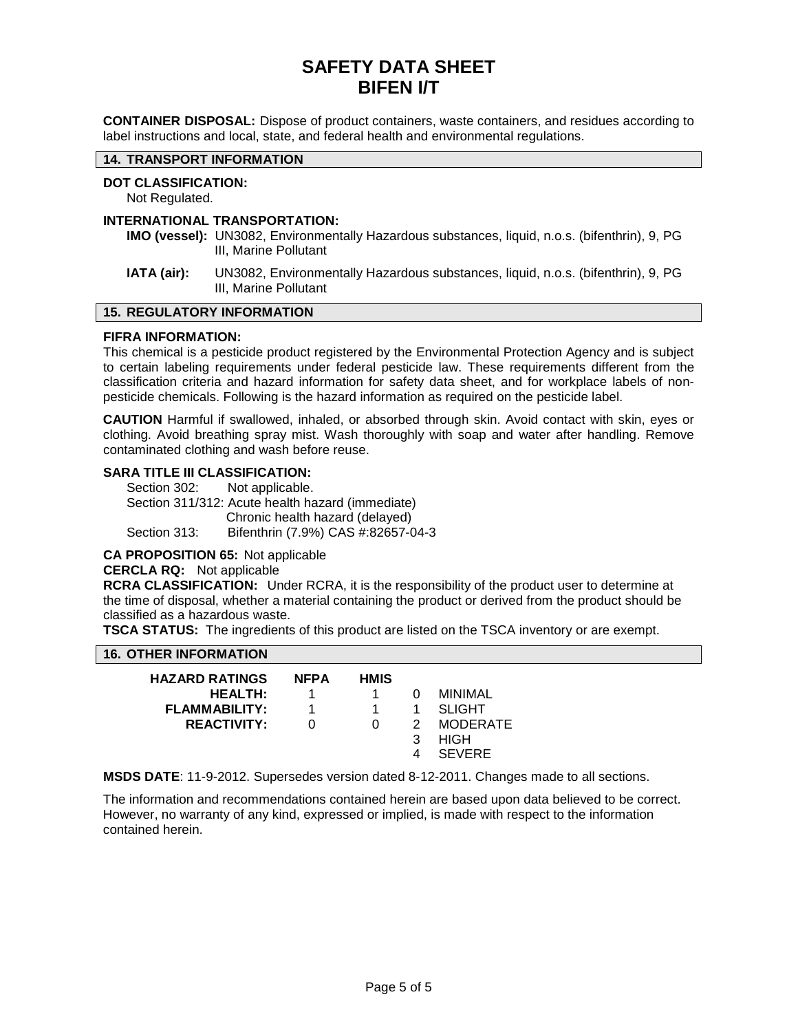# SAFETY DATA SHEET
# BIFEN I/T

**CONTAINER DISPOSAL:** Dispose of product containers, waste containers, and residues according to label instructions and local, state, and federal health and environmental regulations.

## 14. TRANSPORT INFORMATION

**DOT CLASSIFICATION:**

Not Regulated.

**INTERNATIONAL TRANSPORTATION:**

**IMO (vessel):** UN3082, Environmentally Hazardous substances, liquid, n.o.s. (bifenthrin), 9, PG III, Marine Pollutant

**IATA (air):** UN3082, Environmentally Hazardous substances, liquid, n.o.s. (bifenthrin), 9, PG III, Marine Pollutant

## 15. REGULATORY INFORMATION

**FIFRA INFORMATION:**

This chemical is a pesticide product registered by the Environmental Protection Agency and is subject to certain labeling requirements under federal pesticide law. These requirements different from the classification criteria and hazard information for safety data sheet, and for workplace labels of non-pesticide chemicals. Following is the hazard information as required on the pesticide label.

**CAUTION** Harmful if swallowed, inhaled, or absorbed through skin. Avoid contact with skin, eyes or clothing. Avoid breathing spray mist. Wash thoroughly with soap and water after handling. Remove contaminated clothing and wash before reuse.

**SARA TITLE III CLASSIFICATION:**

Section 302: Not applicable.
Section 311/312: Acute health hazard (immediate)
Chronic health hazard (delayed)
Section 313: Bifenthrin (7.9%) CAS #:82657-04-3

**CA PROPOSITION 65:** Not applicable

**CERCLA RQ:** Not applicable

**RCRA CLASSIFICATION:** Under RCRA, it is the responsibility of the product user to determine at the time of disposal, whether a material containing the product or derived from the product should be classified as a hazardous waste.

**TSCA STATUS:** The ingredients of this product are listed on the TSCA inventory or are exempt.

## 16. OTHER INFORMATION

| HAZARD RATINGS | NFPA | HMIS | | |
|---|---|---|---|---|
| HEALTH: | 1 | 1 | 0 | MINIMAL |
| FLAMMABILITY: | 1 | 1 | 1 | SLIGHT |
| REACTIVITY: | 0 | 0 | 2 | MODERATE |
| | | | 3 | HIGH |
| | | | 4 | SEVERE |

**MSDS DATE**: 11-9-2012. Supersedes version dated 8-12-2011. Changes made to all sections.

The information and recommendations contained herein are based upon data believed to be correct. However, no warranty of any kind, expressed or implied, is made with respect to the information contained herein.